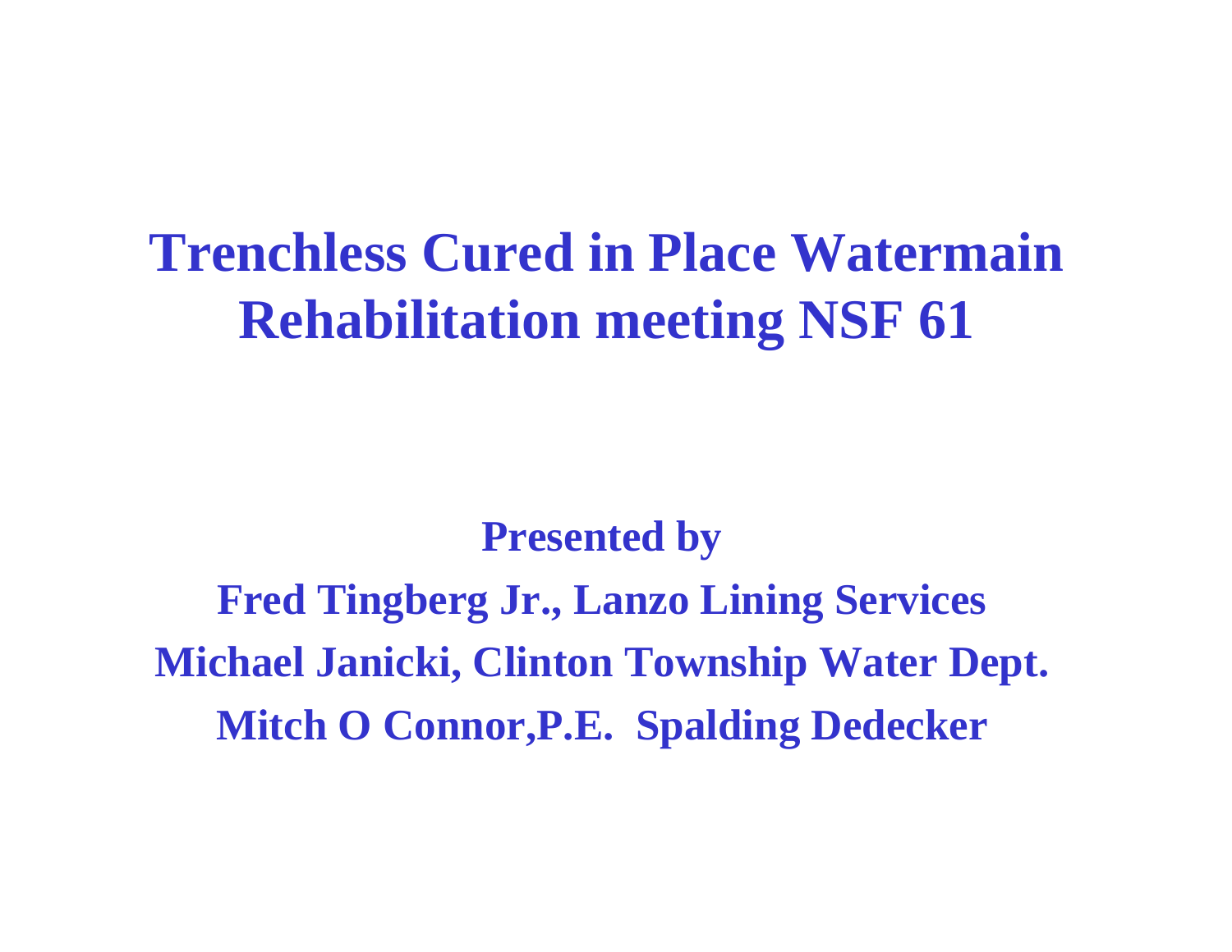# Trenchless Cured in Place Watermain Rehabilitation meeting NSF 61

**Presented by**

**Fred Tingberg Jr., Lanzo Lining Services**

**Michael Janicki, Clinton Township Water Dept.**

**Mitch O Connor,P.E. Spalding Dedecker**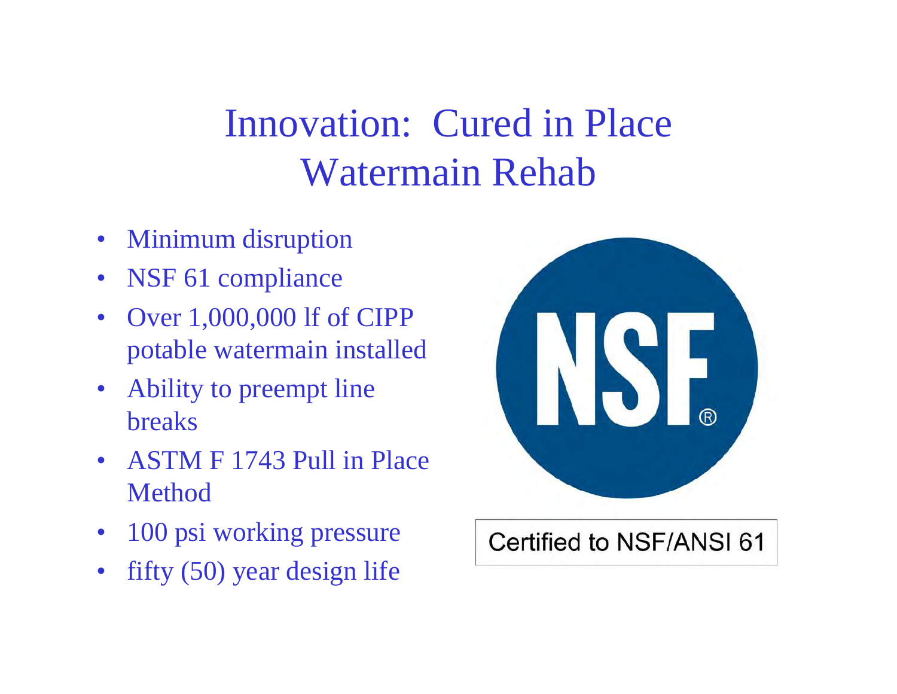# Innovation: Cured in Place Watermain Rehab

- Minimum disruption
- NSF 61 compliance
- Over 1,000,000 lf of CIPP potable watermain installed
- Ability to preempt line breaks
- ASTM F 1743 Pull in Place Method
- 100 psi working pressure
- fifty (50) year design life

Certified to NSF/ANSI 61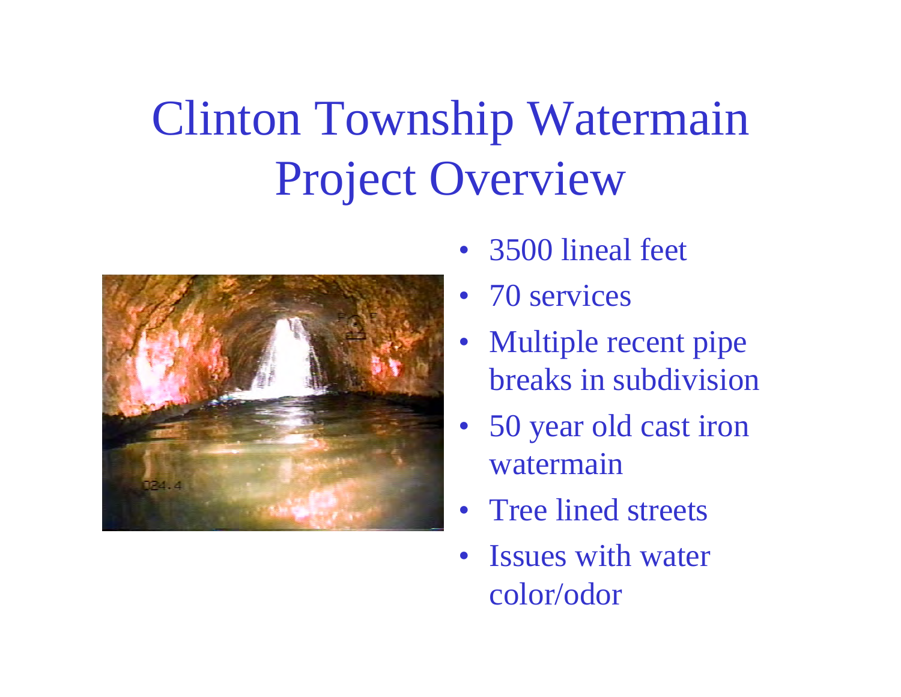# Clinton Township Watermain Project Overview

- 3500 lineal feet
- 70 services
- Multiple recent pipe breaks in subdivision
- 50 year old cast iron watermain
- Tree lined streets
- Issues with water color/odor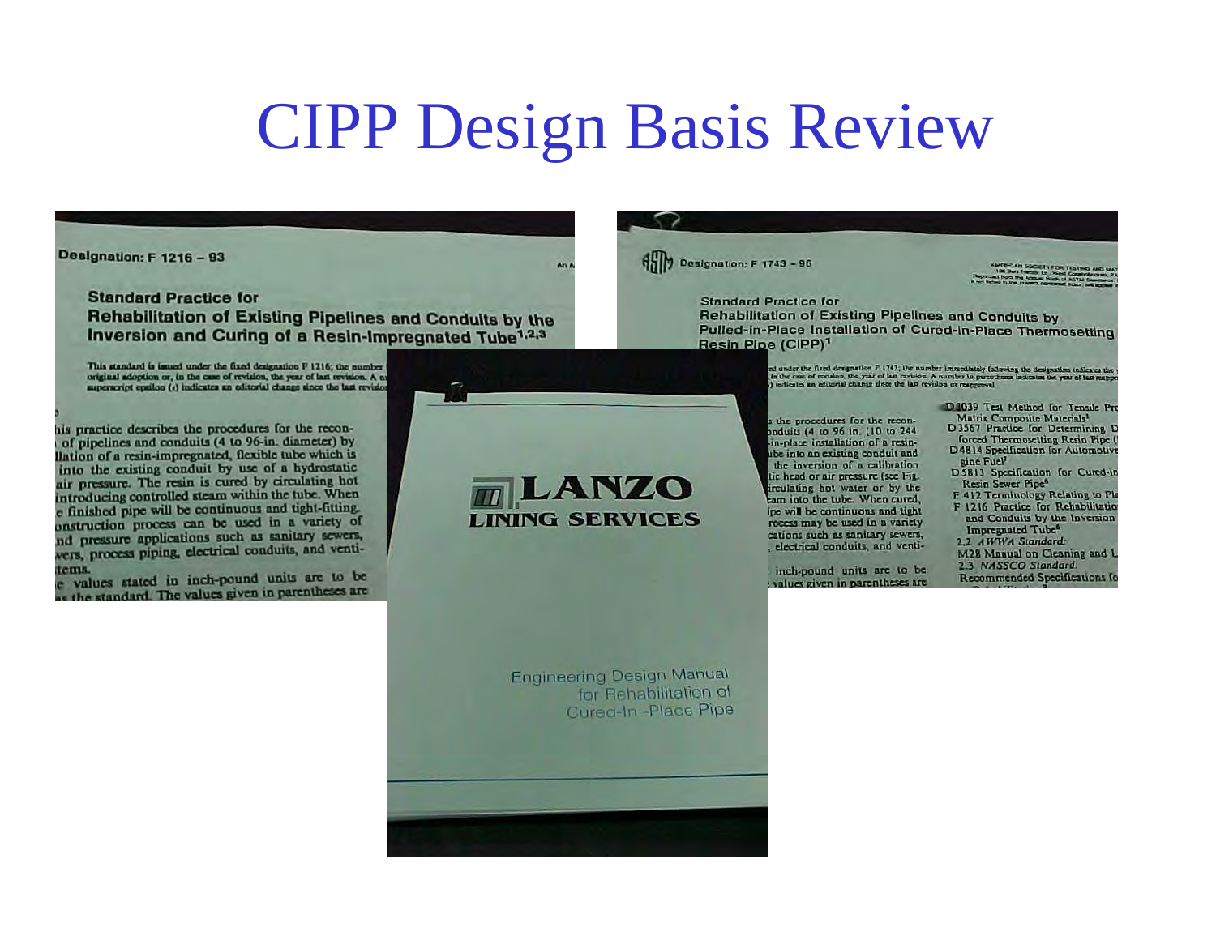# CIPP Design Basis Review

Designation: F 1216 – 93

**Standard Practice for Rehabilitation of Existing Pipelines and Conduits by the Inversion and Curing of a Resin-Impregnated Tube**[1,2,3]

This standard is issued under the fixed designation F 1216; the number original adoption or, in the case of revision, the year of last revision. A superscript epsilon (ε) indicates an editorial change since the last revision

his practice describes the procedures for the recon- of pipelines and conduits (4 to 96-in. diameter) by llation of a resin-impregnated, flexible tube which is into the existing conduit by use of a hydrostatic air pressure. The resin is cured by circulating hot introducing controlled steam within the tube. When e finished pipe will be continuous and tight-fitting. onstruction process can be used in a variety of nd pressure applications such as sanitary sewers, wers, process piping, electrical conduits, and venti- tems.

e values stated in inch-pound units are to be as the standard. The values given in parentheses are

Designation: F 1743 – 96

**Standard Practice for Rehabilitation of Existing Pipelines and Conduits by Pulled-in-Place Installation of Cured-in-Place Thermosetting Resin Pipe (CIPP)**[1]

**LANZO LINING SERVICES**

Engineering Design Manual for Rehabilitation of Cured-In -Place Pipe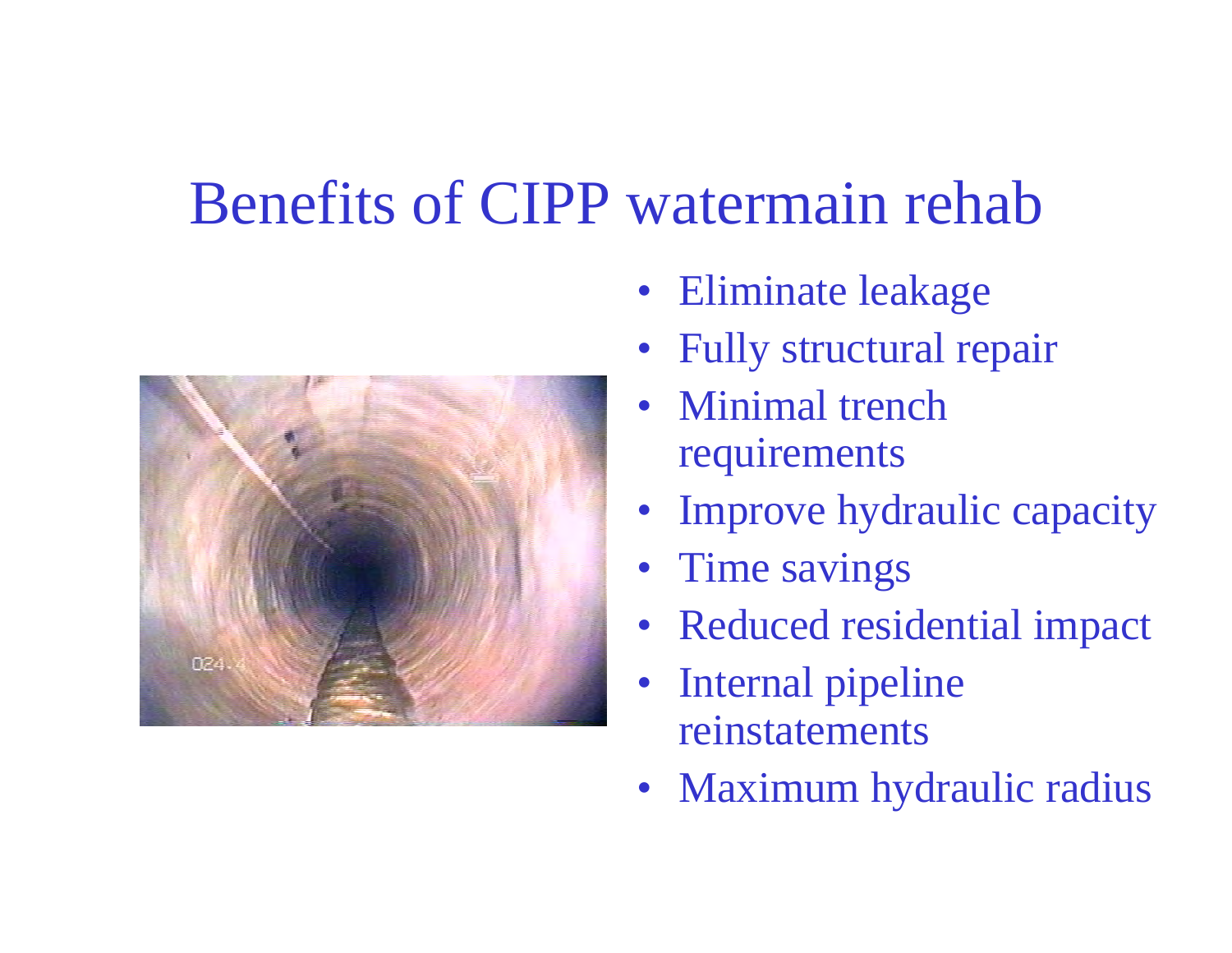# Benefits of CIPP watermain rehab

- Eliminate leakage
- Fully structural repair
- Minimal trench requirements
- Improve hydraulic capacity
- Time savings
- Reduced residential impact
- Internal pipeline reinstatements
- Maximum hydraulic radius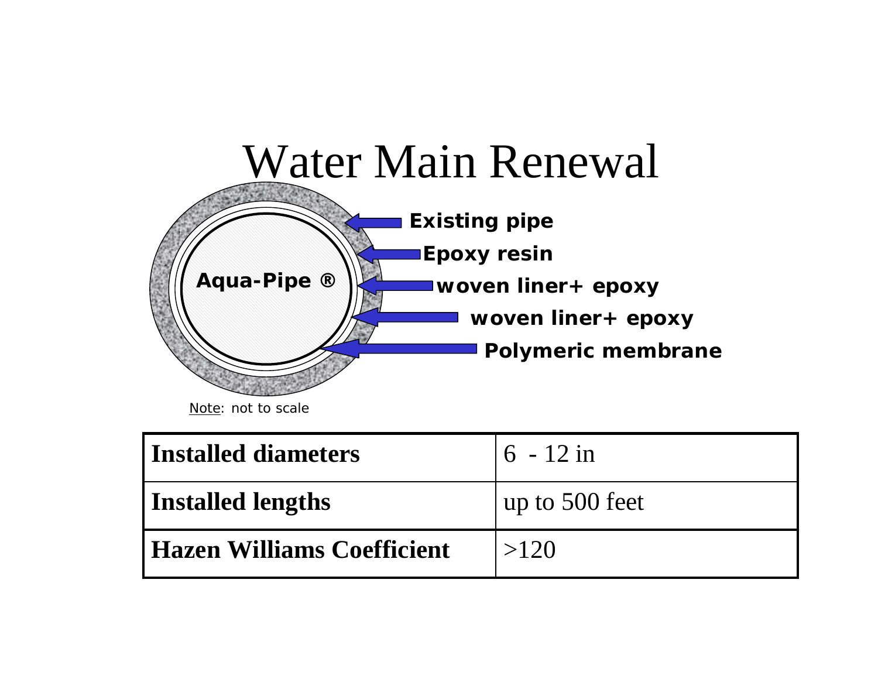# Water Main Renewal

Aqua-Pipe ®

Existing pipe

Epoxy resin

woven liner+ epoxy

woven liner+ epoxy

Polymeric membrane

Note: not to scale

| Installed diameters | 6 - 12 in |
|---|---|
| Installed lengths | up to 500 feet |
| Hazen Williams Coefficient | >120 |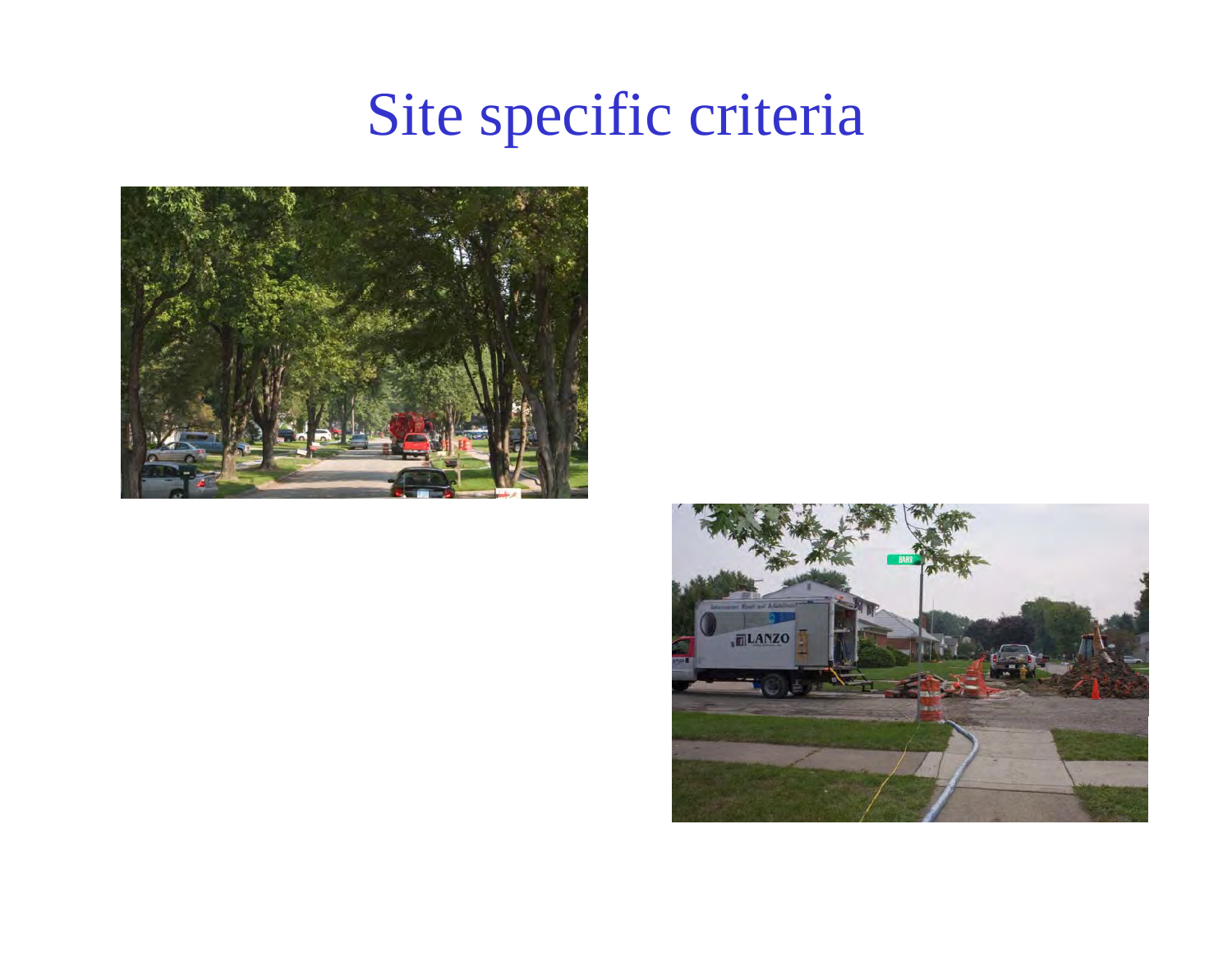# Site specific criteria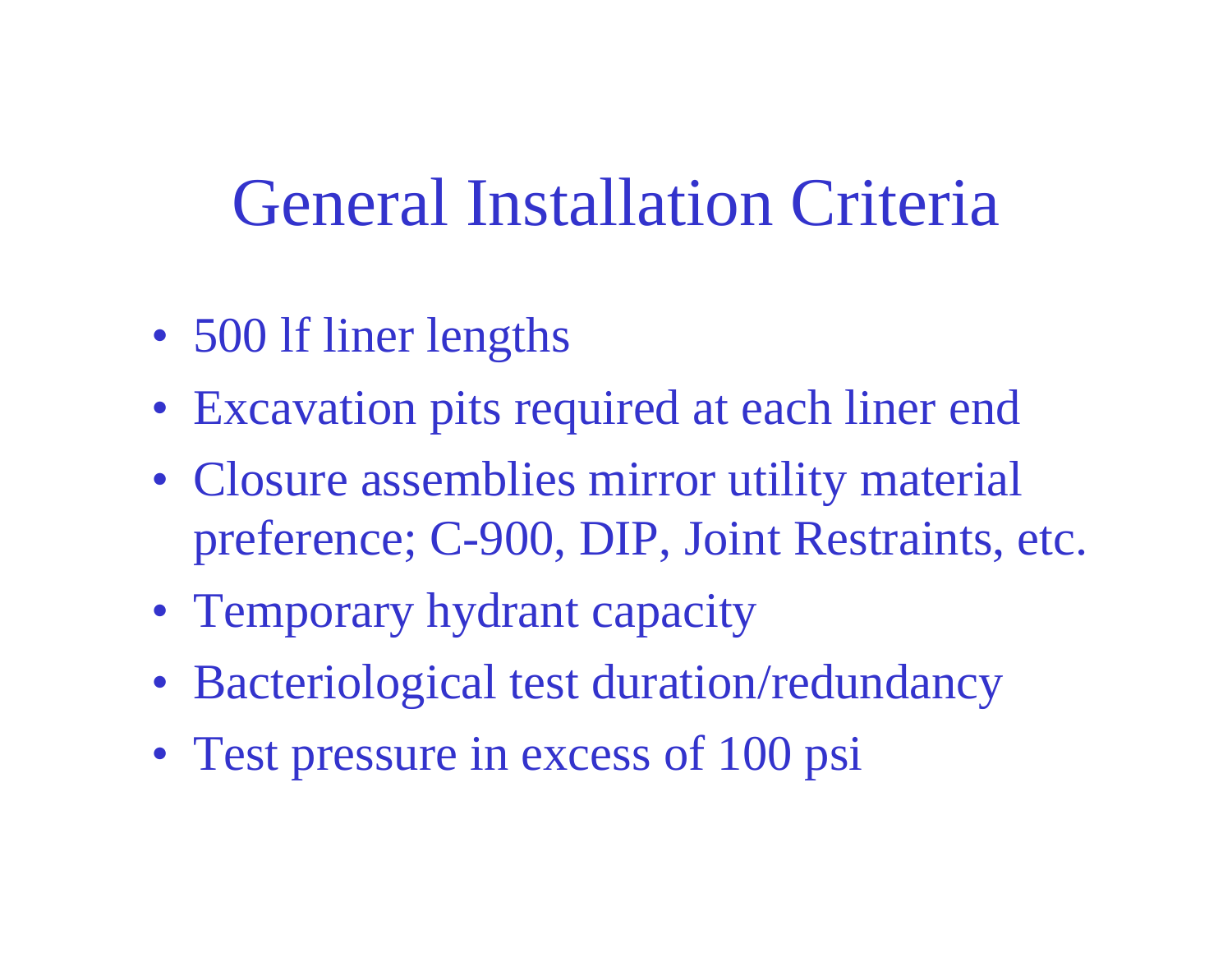# General Installation Criteria

- 500 lf liner lengths
- Excavation pits required at each liner end
- Closure assemblies mirror utility material preference; C-900, DIP, Joint Restraints, etc.
- Temporary hydrant capacity
- Bacteriological test duration/redundancy
- Test pressure in excess of 100 psi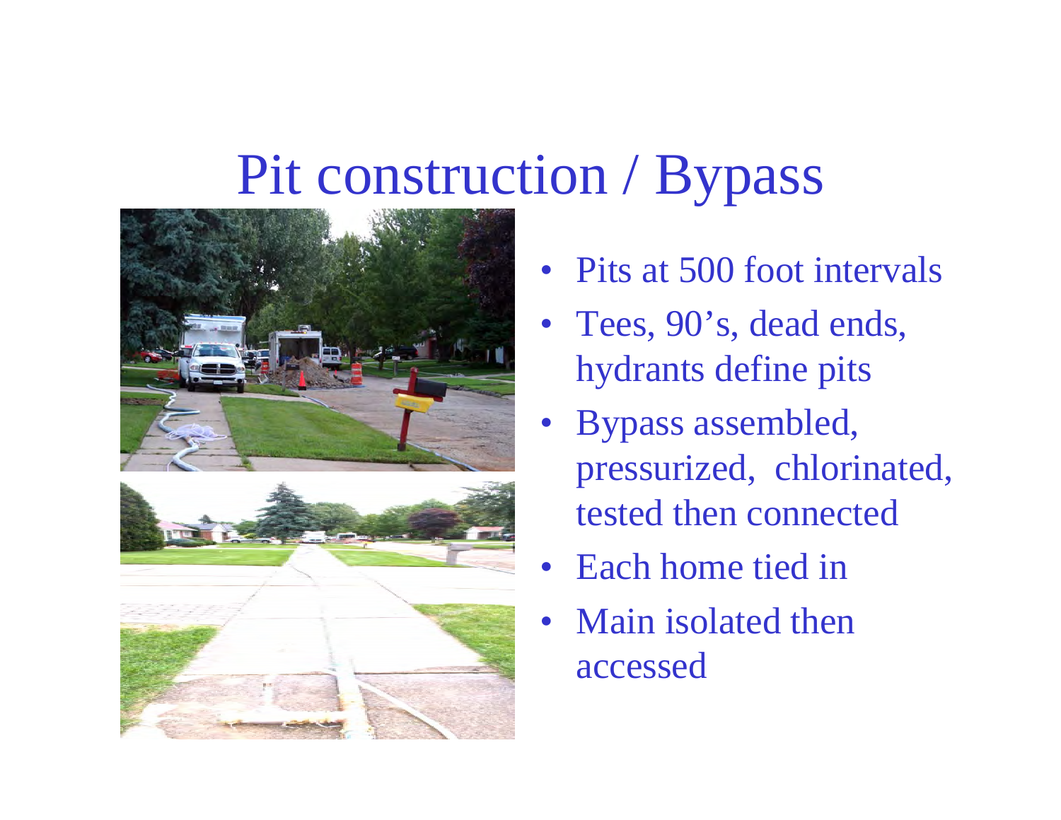# Pit construction / Bypass

- Pits at 500 foot intervals
- Tees, 90's, dead ends, hydrants define pits
- Bypass assembled, pressurized, chlorinated, tested then connected
- Each home tied in
- Main isolated then accessed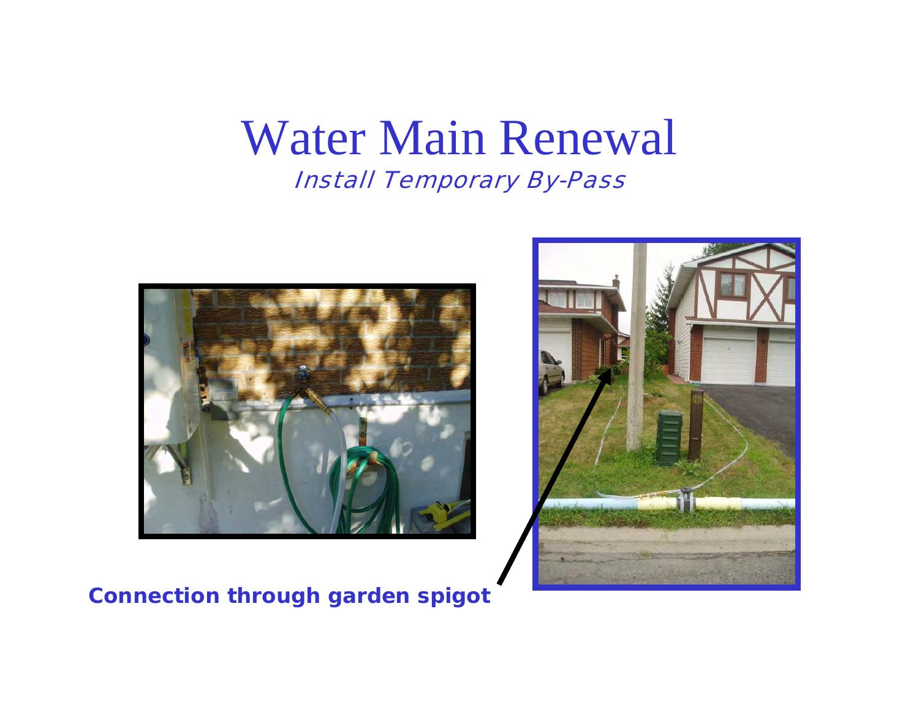# Water Main Renewal

*Install Temporary By-Pass*

**Connection through garden spigot**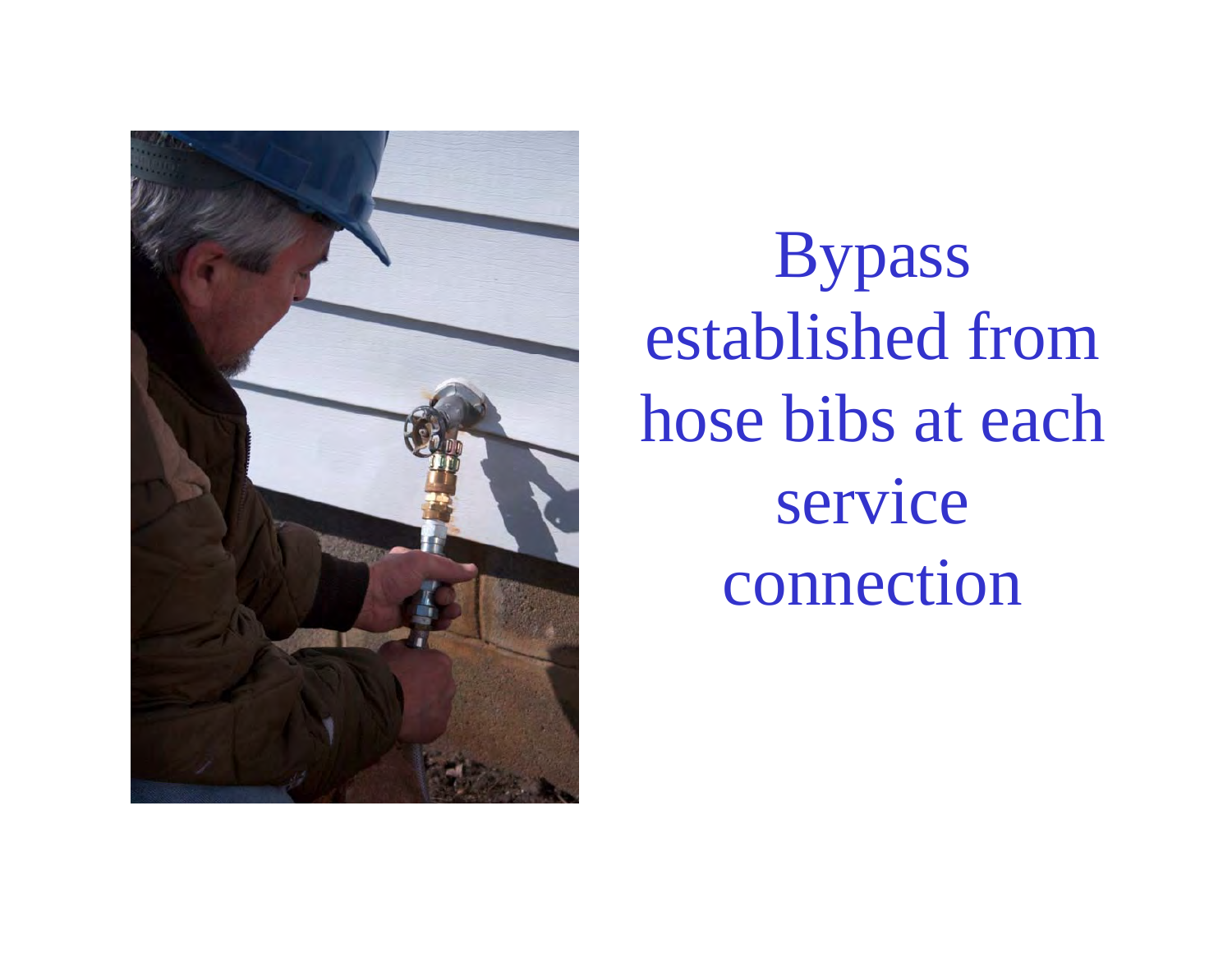Bypass established from hose bibs at each service connection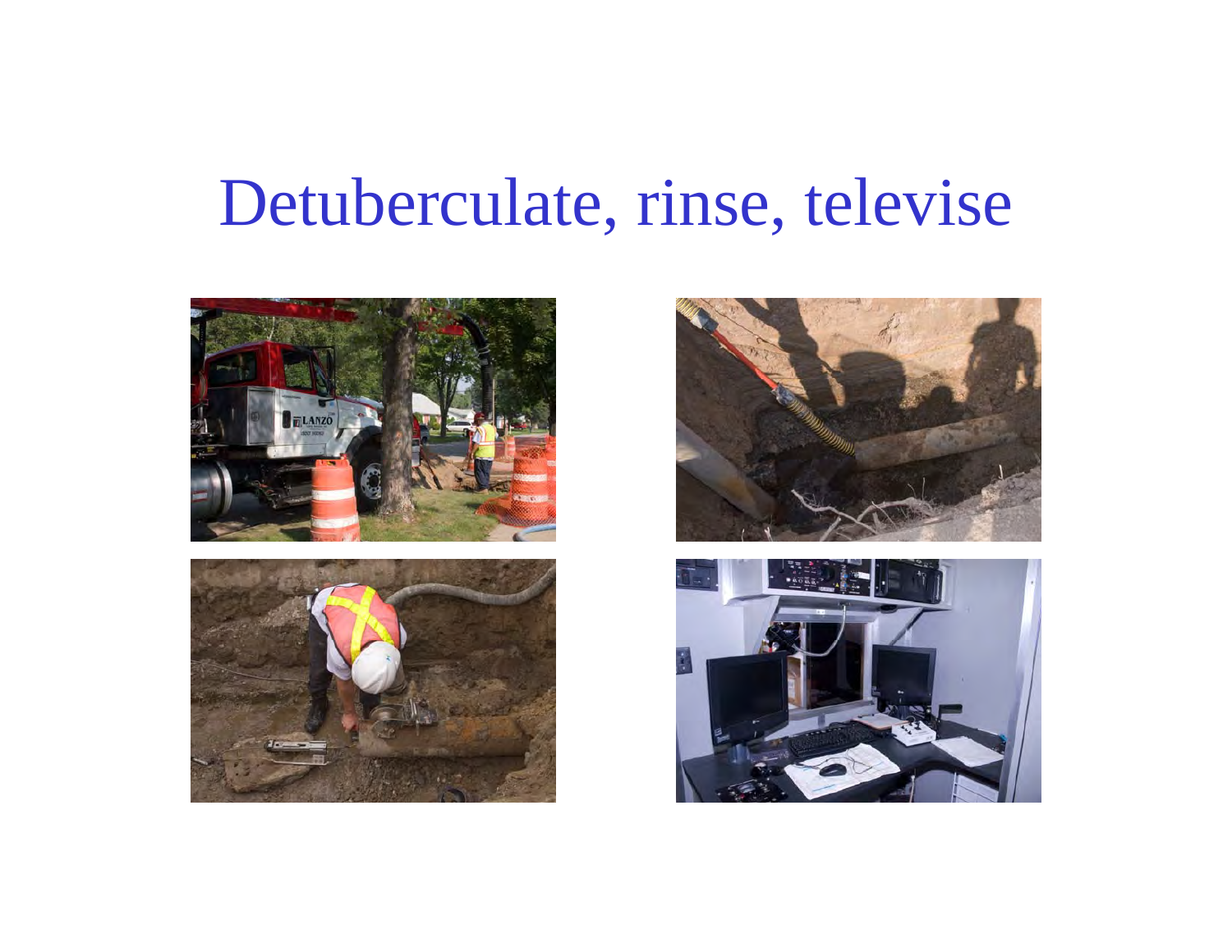# Detuberculate, rinse, televise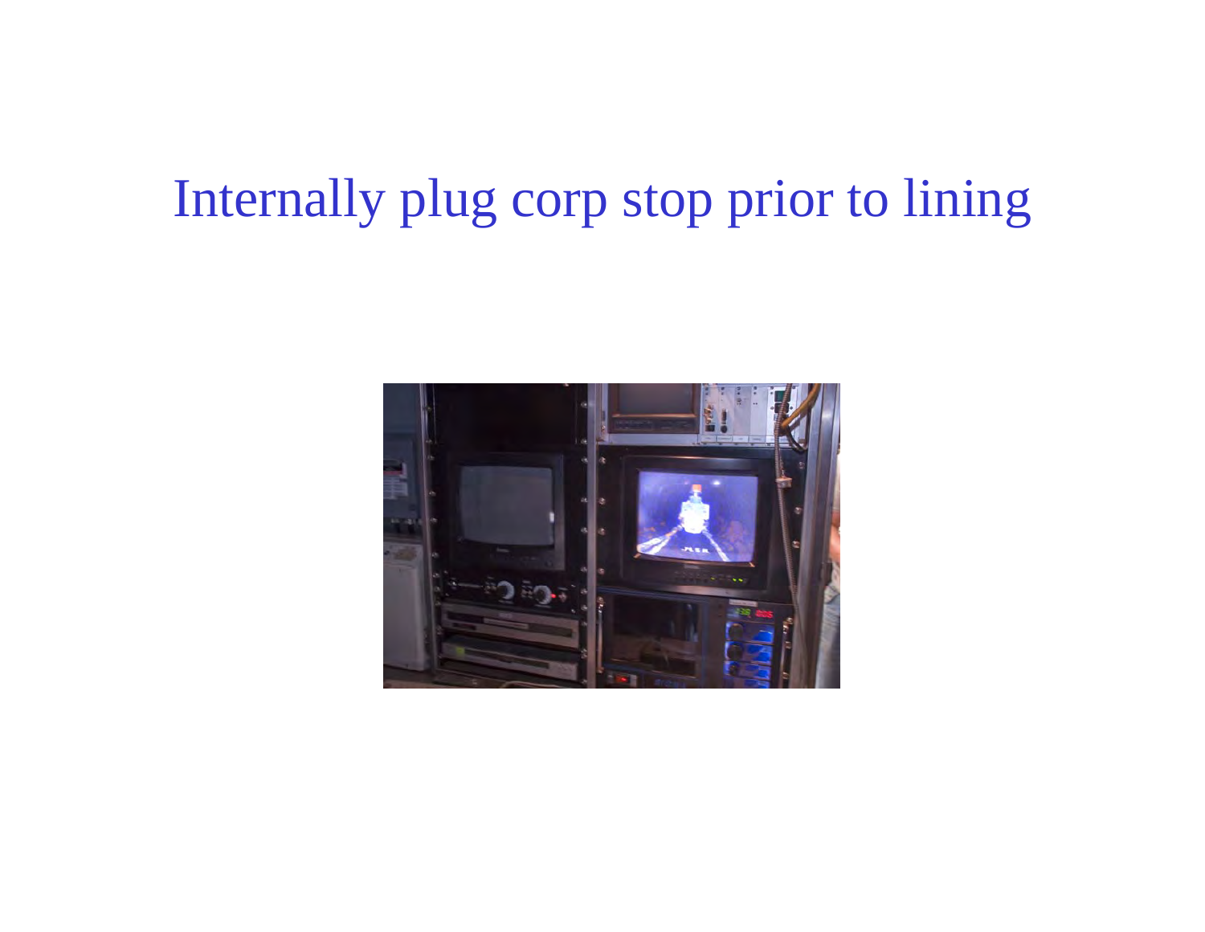# Internally plug corp stop prior to lining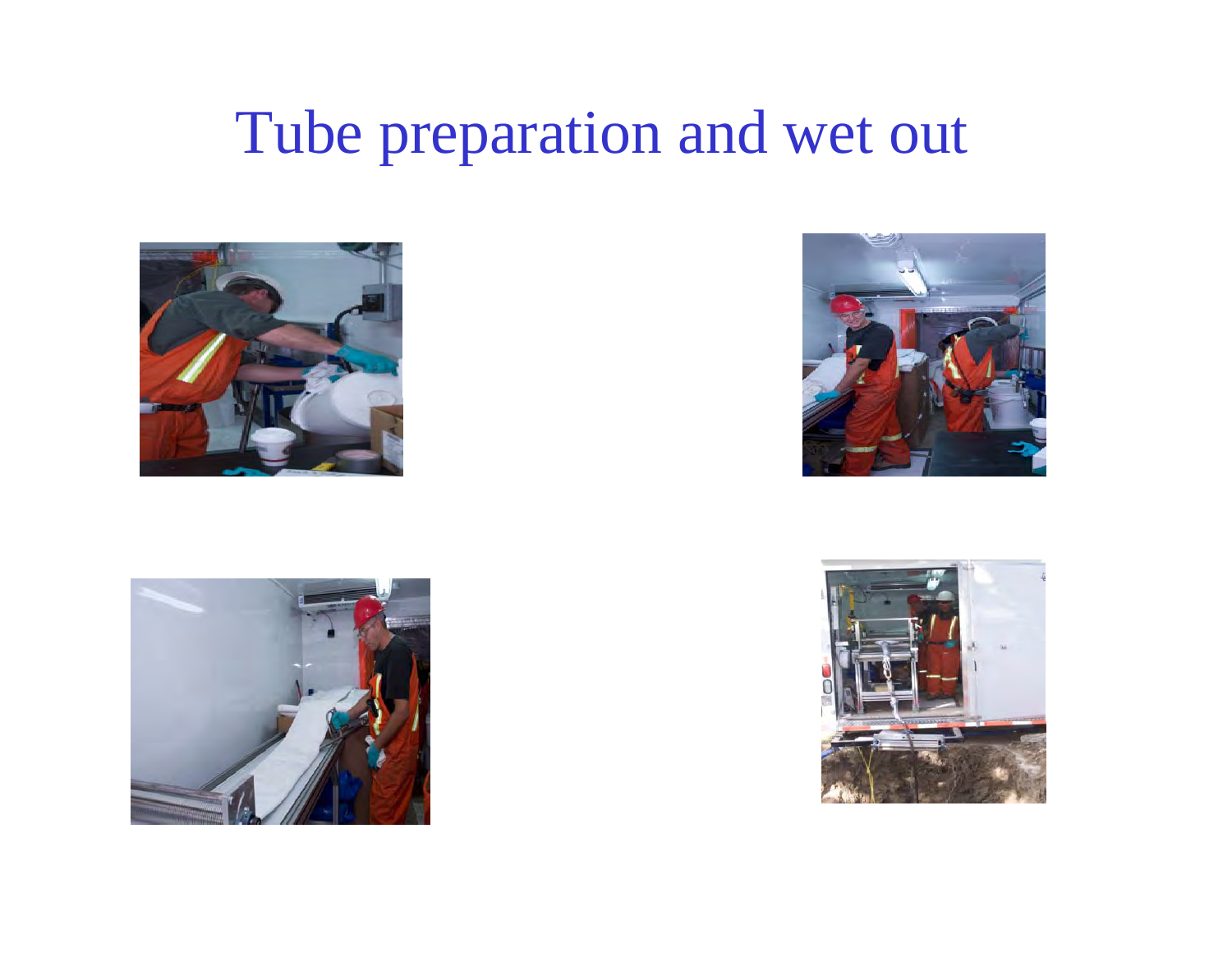# Tube preparation and wet out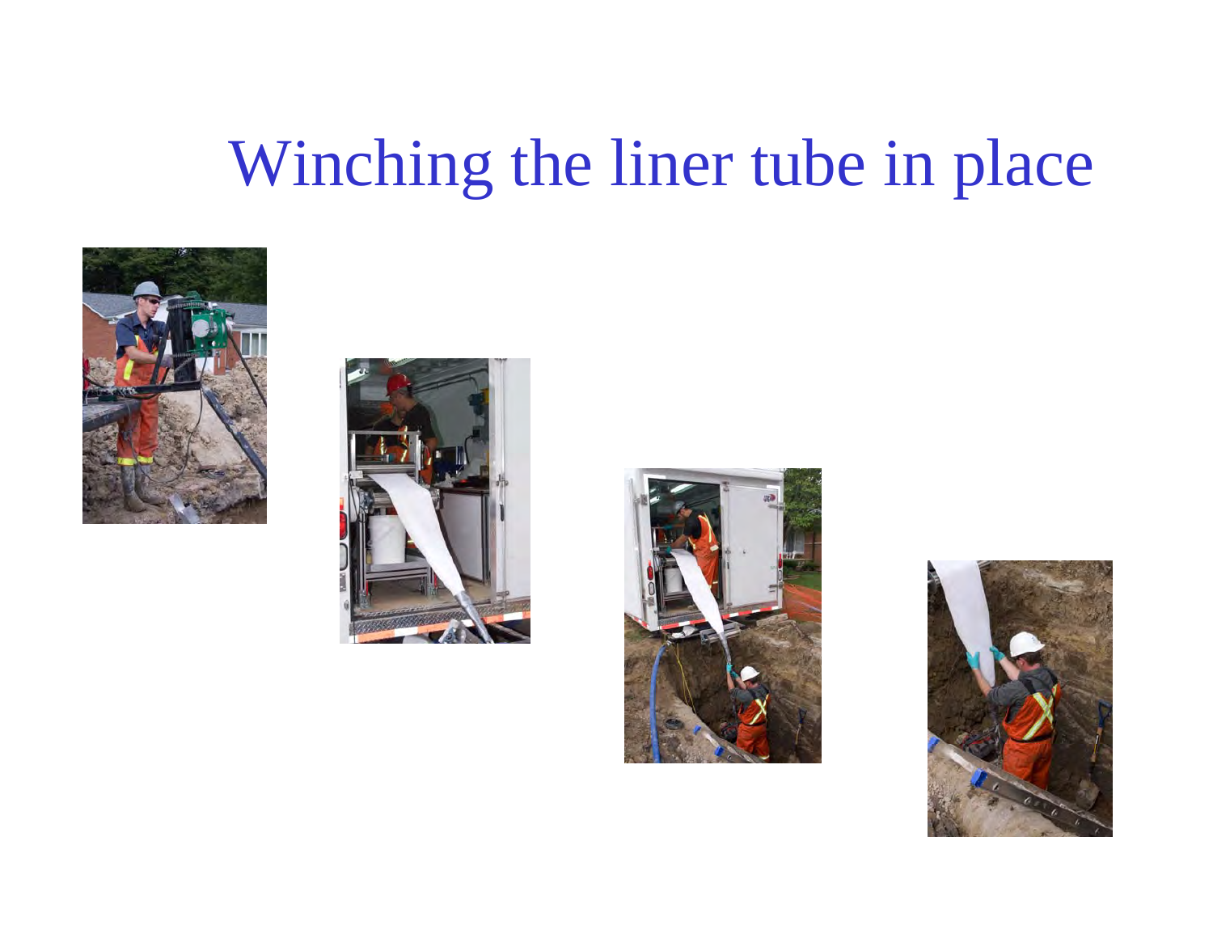# Winching the liner tube in place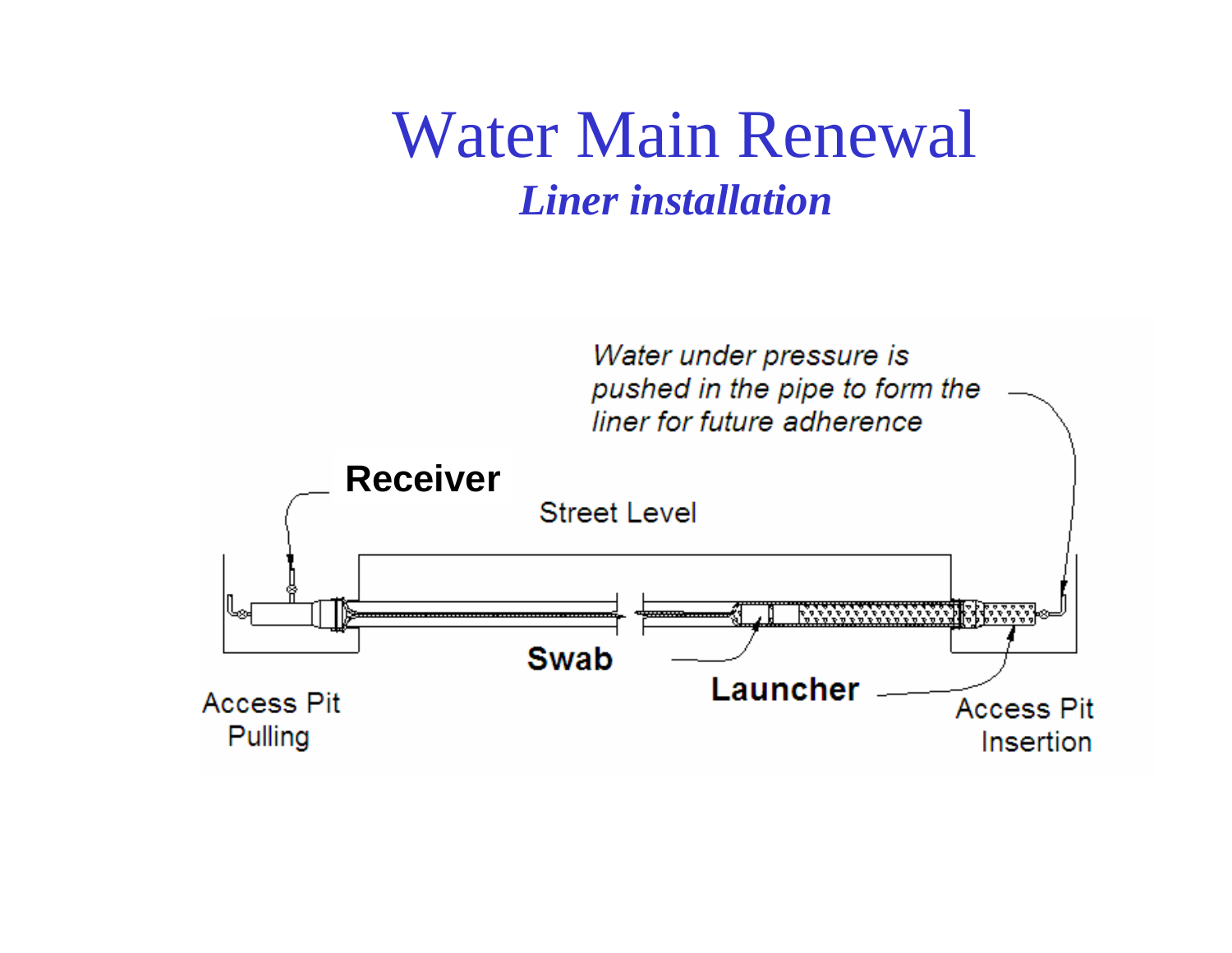# Water Main Renewal

## *Liner installation*

*Water under pressure is pushed in the pipe to form the liner for future adherence*

**Receiver**

Street Level

**Swab**

**Launcher**

Access Pit Pulling

Access Pit Insertion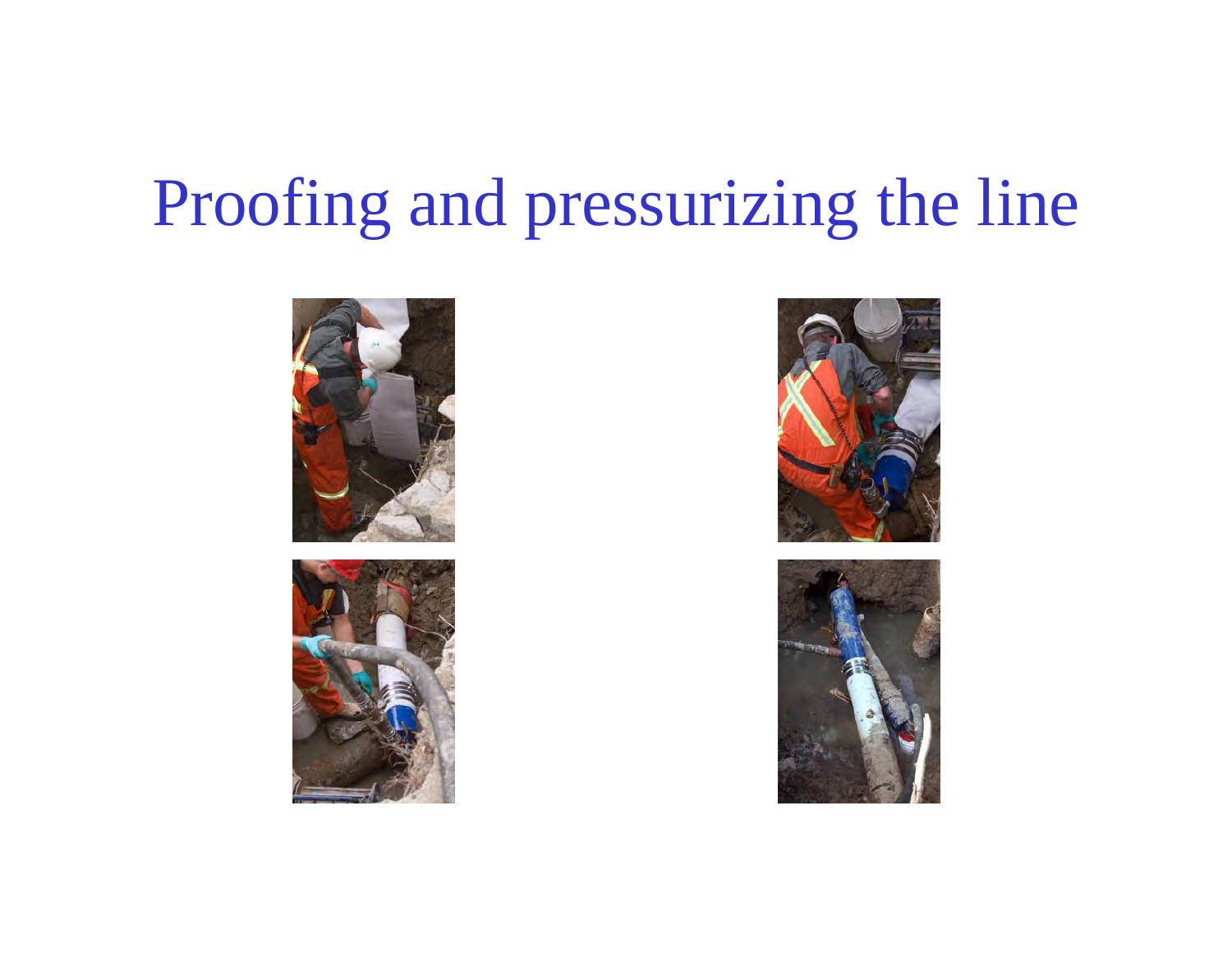# Proofing and pressurizing the line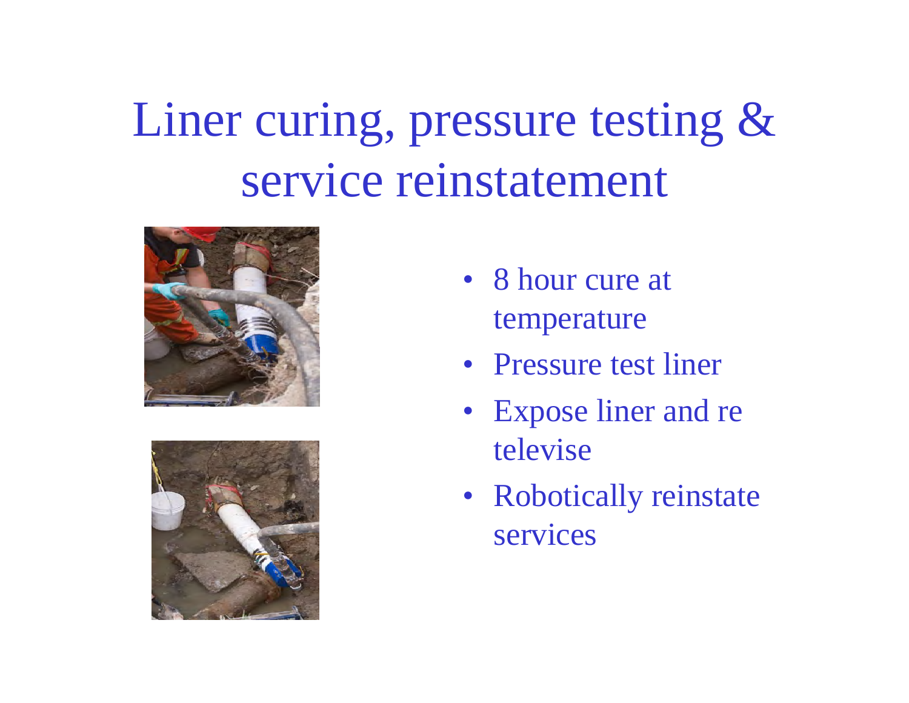# Liner curing, pressure testing & service reinstatement

- 8 hour cure at temperature
- Pressure test liner
- Expose liner and re televise
- Robotically reinstate services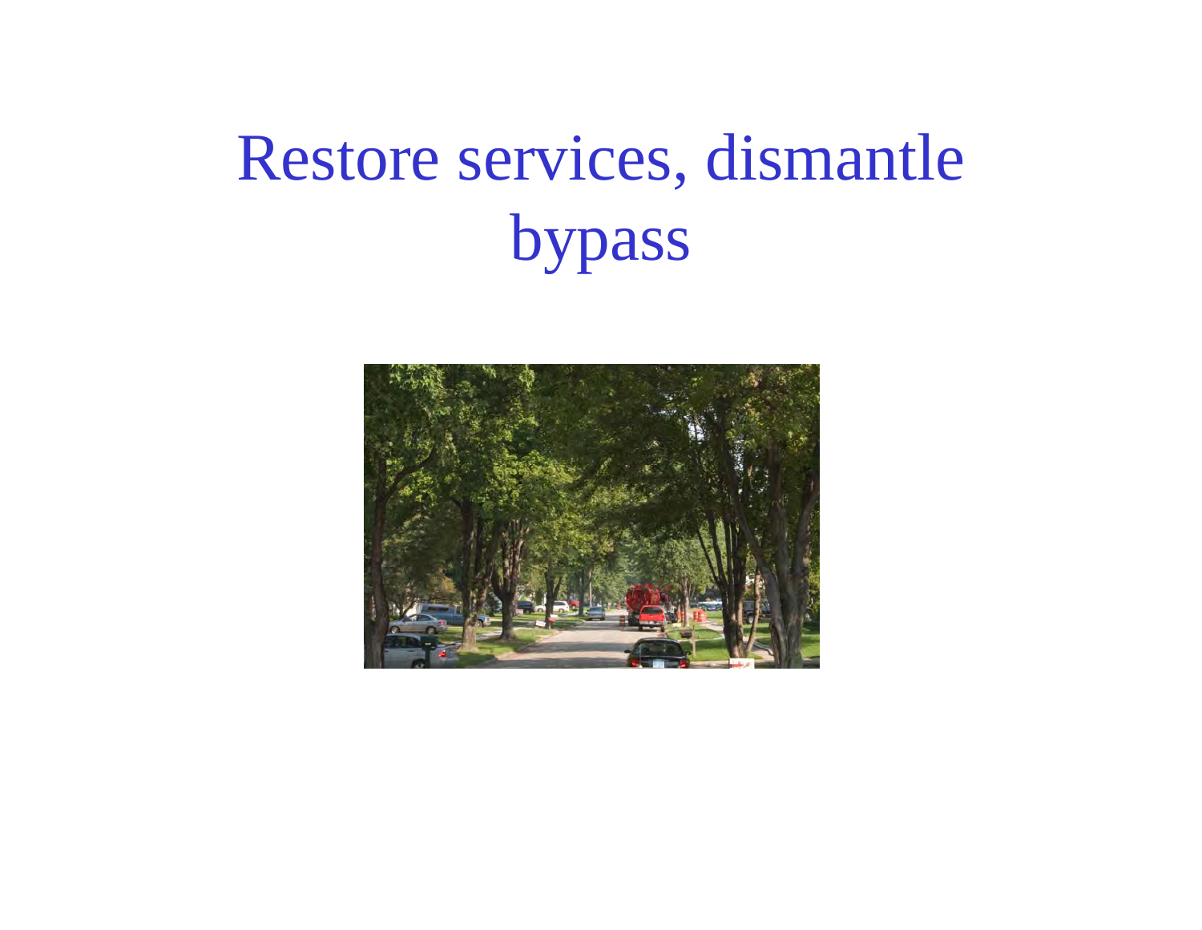# Restore services, dismantle bypass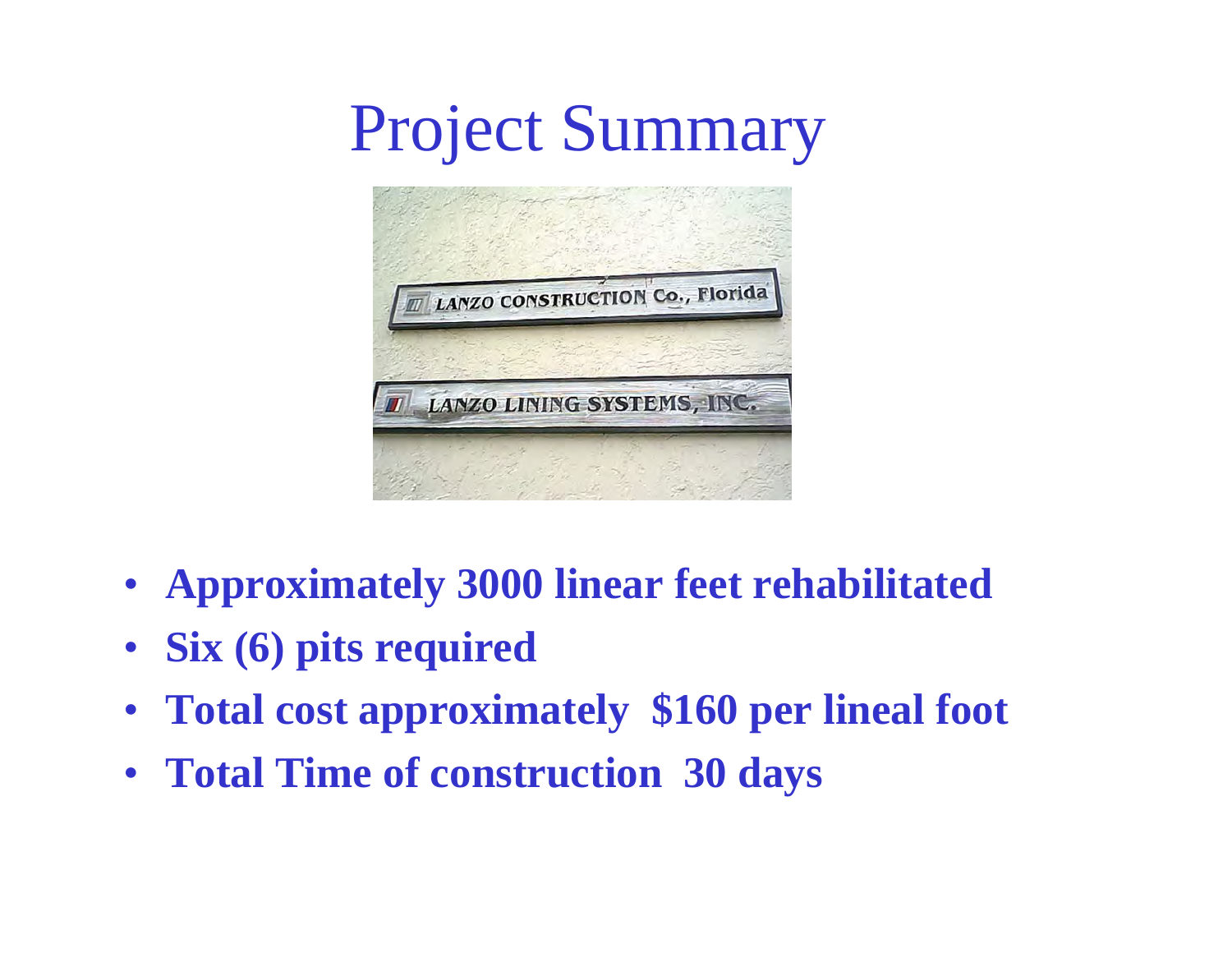# Project Summary

- **Approximately 3000 linear feet rehabilitated**
- **Six (6) pits required**
- **Total cost approximately $160 per lineal foot**
- **Total Time of construction 30 days**